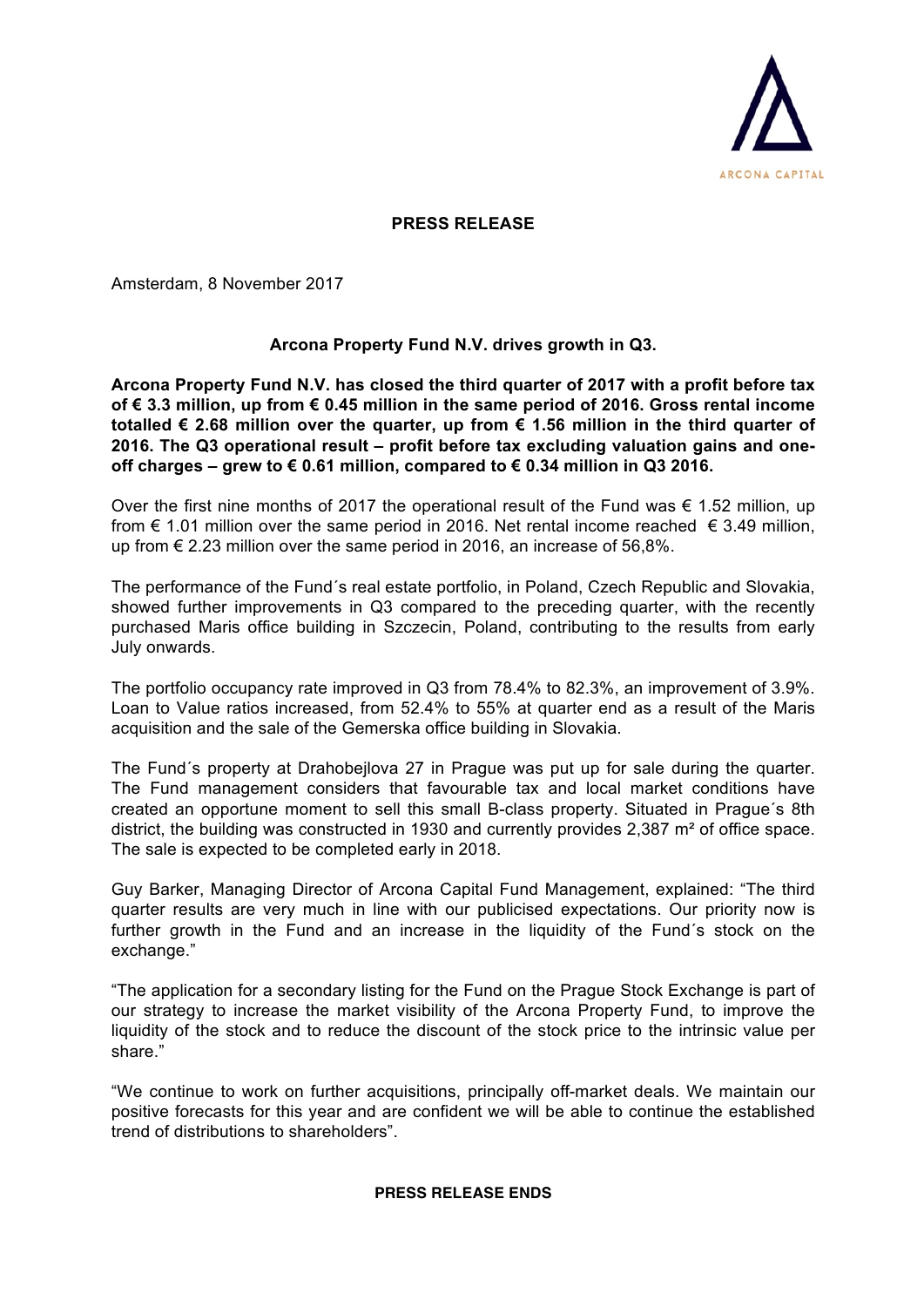ARCONA CAPITAL

**PRESS RELEASE**

Amsterdam, 8 November 2017

**Arcona Property Fund N.V. drives growth in Q3.**

**Arcona Property Fund N.V. has closed the third quarter of 2017 with a profit before tax of € 3.3 million, up from € 0.45 million in the same period of 2016. Gross rental income totalled € 2.68 million over the quarter, up from € 1.56 million in the third quarter of 2016. The Q3 operational result – profit before tax excluding valuation gains and one-off charges – grew to € 0.61 million, compared to € 0.34 million in Q3 2016.**

Over the first nine months of 2017 the operational result of the Fund was € 1.52 million, up from € 1.01 million over the same period in 2016. Net rental income reached € 3.49 million, up from € 2.23 million over the same period in 2016, an increase of 56,8%.

The performance of the Fund´s real estate portfolio, in Poland, Czech Republic and Slovakia, showed further improvements in Q3 compared to the preceding quarter, with the recently purchased Maris office building in Szczecin, Poland, contributing to the results from early July onwards.

The portfolio occupancy rate improved in Q3 from 78.4% to 82.3%, an improvement of 3.9%. Loan to Value ratios increased, from 52.4% to 55% at quarter end as a result of the Maris acquisition and the sale of the Gemerska office building in Slovakia.

The Fund´s property at Drahobejlova 27 in Prague was put up for sale during the quarter. The Fund management considers that favourable tax and local market conditions have created an opportune moment to sell this small B-class property. Situated in Prague´s 8th district, the building was constructed in 1930 and currently provides 2,387 m² of office space. The sale is expected to be completed early in 2018.

Guy Barker, Managing Director of Arcona Capital Fund Management, explained: "The third quarter results are very much in line with our publicised expectations. Our priority now is further growth in the Fund and an increase in the liquidity of the Fund´s stock on the exchange."

"The application for a secondary listing for the Fund on the Prague Stock Exchange is part of our strategy to increase the market visibility of the Arcona Property Fund, to improve the liquidity of the stock and to reduce the discount of the stock price to the intrinsic value per share."

"We continue to work on further acquisitions, principally off-market deals. We maintain our positive forecasts for this year and are confident we will be able to continue the established trend of distributions to shareholders".

**PRESS RELEASE ENDS**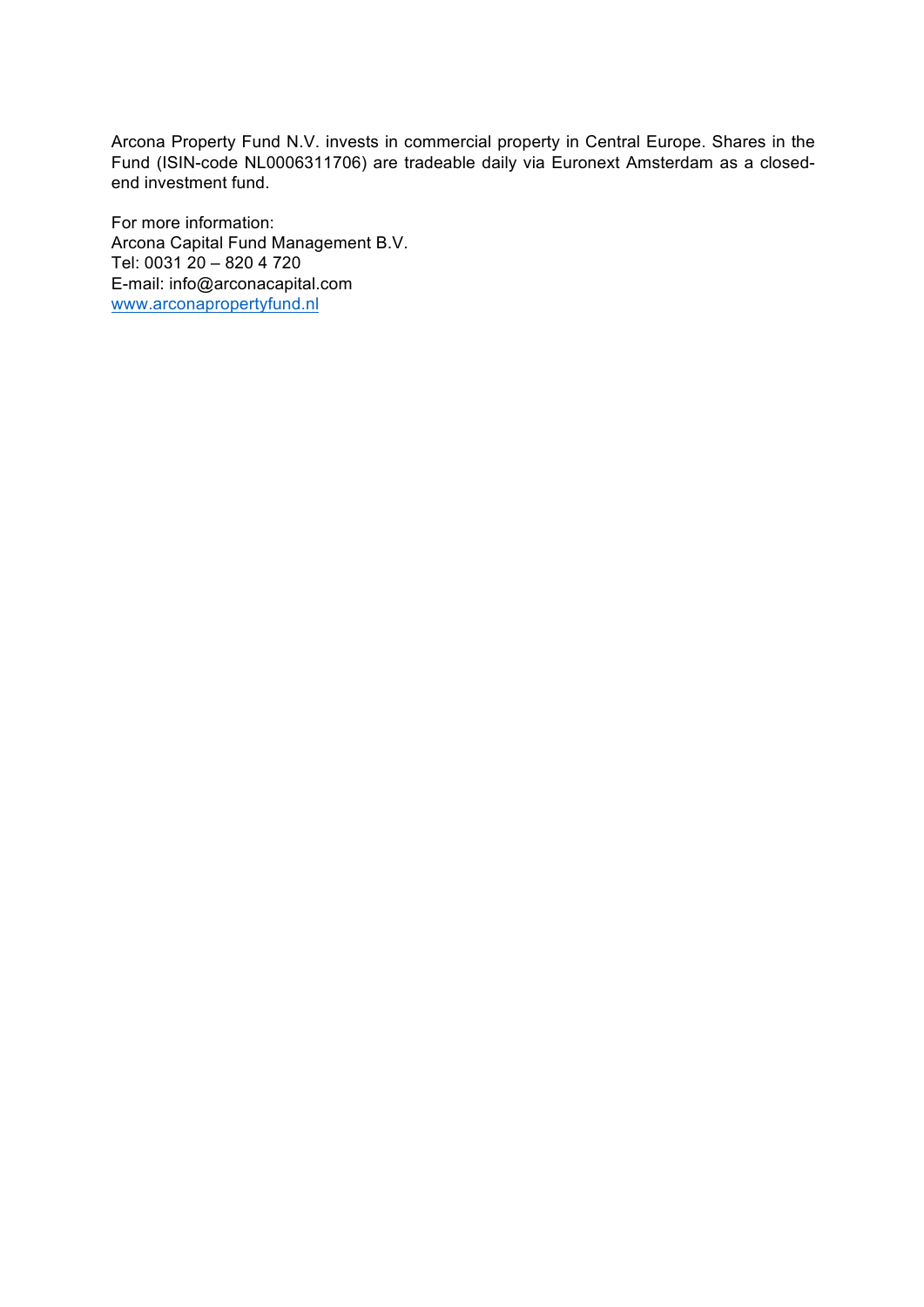Arcona Property Fund N.V. invests in commercial property in Central Europe. Shares in the Fund (ISIN-code NL0006311706) are tradeable daily via Euronext Amsterdam as a closed-end investment fund.

For more information:
Arcona Capital Fund Management B.V.
Tel: 0031 20 – 820 4 720
E-mail: info@arconacapital.com
www.arconapropertyfund.nl